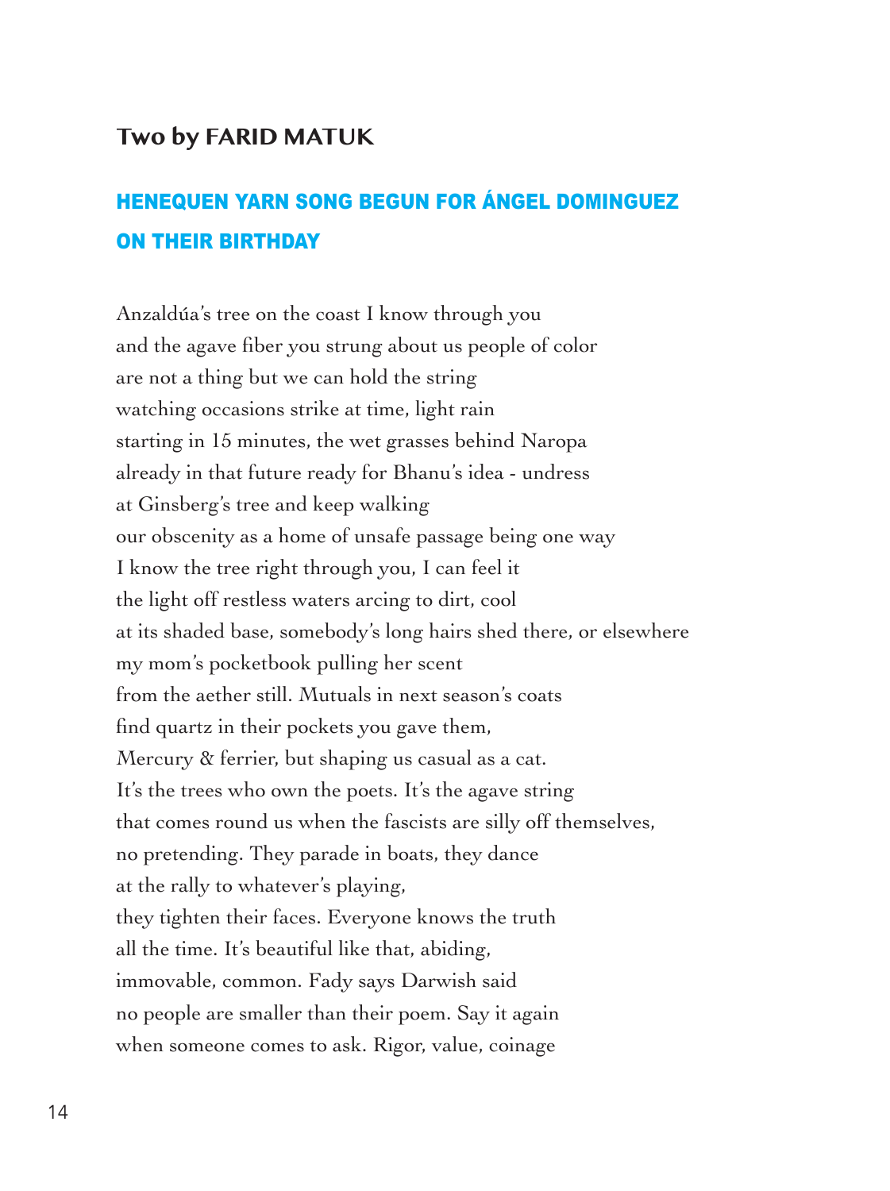## Two by FARID MATUK

### HENEQUEN YARN SONG BEGUN FOR ÁNGEL DOMINGUEZ ON THEIR BIRTHDAY

Anzaldúa's tree on the coast I know through you  
and the agave fiber you strung about us people of color  
are not a thing but we can hold the string  
watching occasions strike at time, light rain  
starting in 15 minutes, the wet grasses behind Naropa  
already in that future ready for Bhanu's idea - undress  
at Ginsberg's tree and keep walking  
our obscenity as a home of unsafe passage being one way  
I know the tree right through you, I can feel it  
the light off restless waters arcing to dirt, cool  
at its shaded base, somebody's long hairs shed there, or elsewhere  
my mom's pocketbook pulling her scent  
from the aether still. Mutuals in next season's coats  
find quartz in their pockets you gave them,  
Mercury & ferrier, but shaping us casual as a cat.  
It's the trees who own the poets. It's the agave string  
that comes round us when the fascists are silly off themselves,  
no pretending. They parade in boats, they dance  
at the rally to whatever's playing,  
they tighten their faces. Everyone knows the truth  
all the time. It's beautiful like that, abiding,  
immovable, common. Fady says Darwish said  
no people are smaller than their poem. Say it again  
when someone comes to ask. Rigor, value, coinage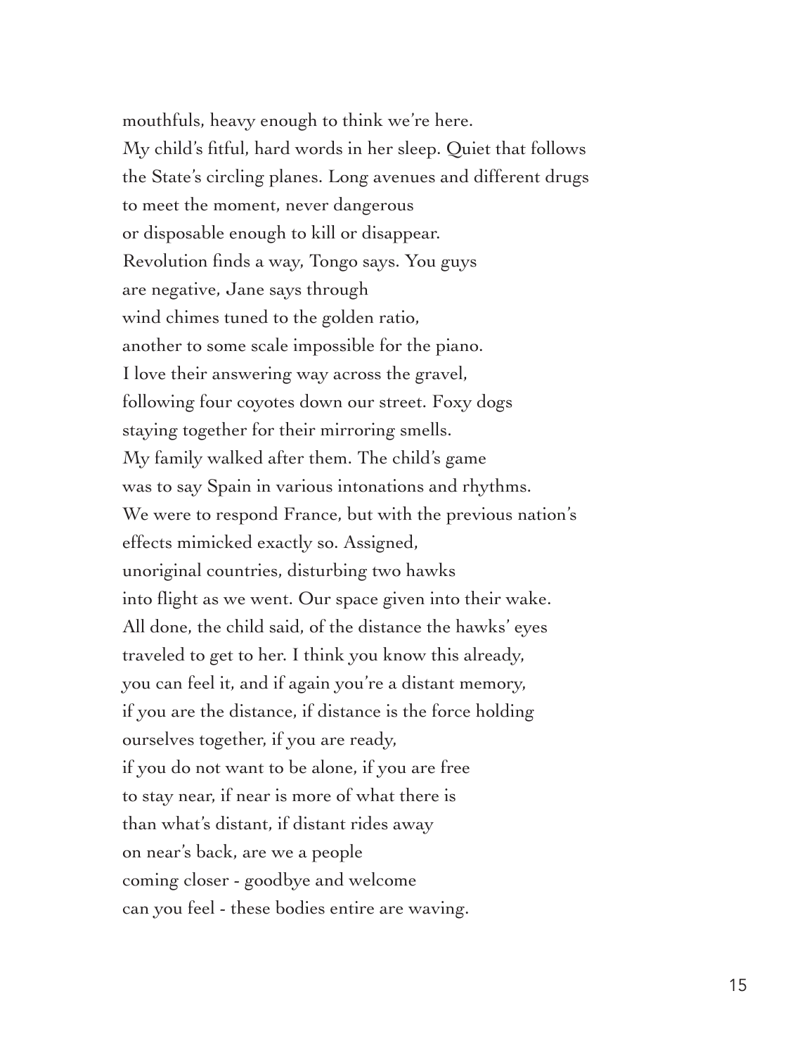mouthfuls, heavy enough to think we're here.  
My child's fitful, hard words in her sleep. Quiet that follows  
the State's circling planes. Long avenues and different drugs  
to meet the moment, never dangerous  
or disposable enough to kill or disappear.  
Revolution finds a way, Tongo says. You guys  
are negative, Jane says through  
wind chimes tuned to the golden ratio,  
another to some scale impossible for the piano.  
I love their answering way across the gravel,  
following four coyotes down our street. Foxy dogs  
staying together for their mirroring smells.  
My family walked after them. The child's game  
was to say Spain in various intonations and rhythms.  
We were to respond France, but with the previous nation's  
effects mimicked exactly so. Assigned,  
unoriginal countries, disturbing two hawks  
into flight as we went. Our space given into their wake.  
All done, the child said, of the distance the hawks' eyes  
traveled to get to her. I think you know this already,  
you can feel it, and if again you're a distant memory,  
if you are the distance, if distance is the force holding  
ourselves together, if you are ready,  
if you do not want to be alone, if you are free  
to stay near, if near is more of what there is  
than what's distant, if distant rides away  
on near's back, are we a people  
coming closer - goodbye and welcome  
can you feel - these bodies entire are waving.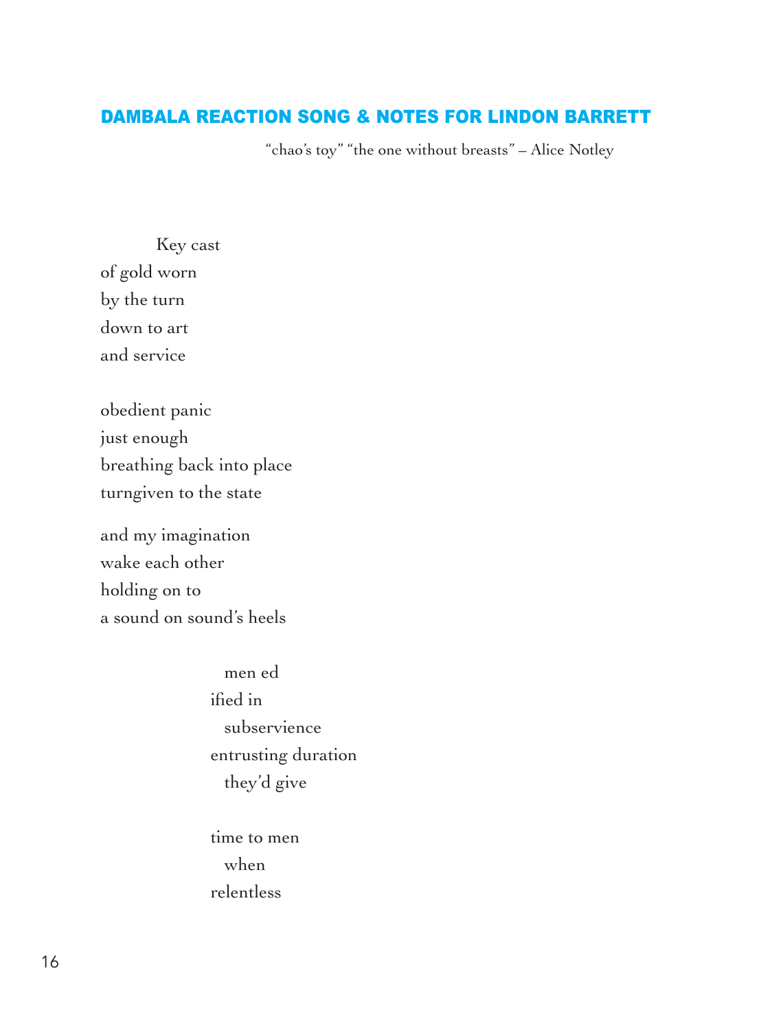## DAMBALA REACTION SONG & NOTES FOR LINDON BARRETT

"chao's toy" "the one without breasts" – Alice Notley

Key cast  
of gold worn  
by the turn  
down to art  
and service

obedient panic  
just enough  
breathing back into place  
turngiven to the state

and my imagination  
wake each other  
holding on to  
a sound on sound's heels

men ed  
ified in  
subservience  
entrusting duration  
they'd give

time to men  
when  
relentless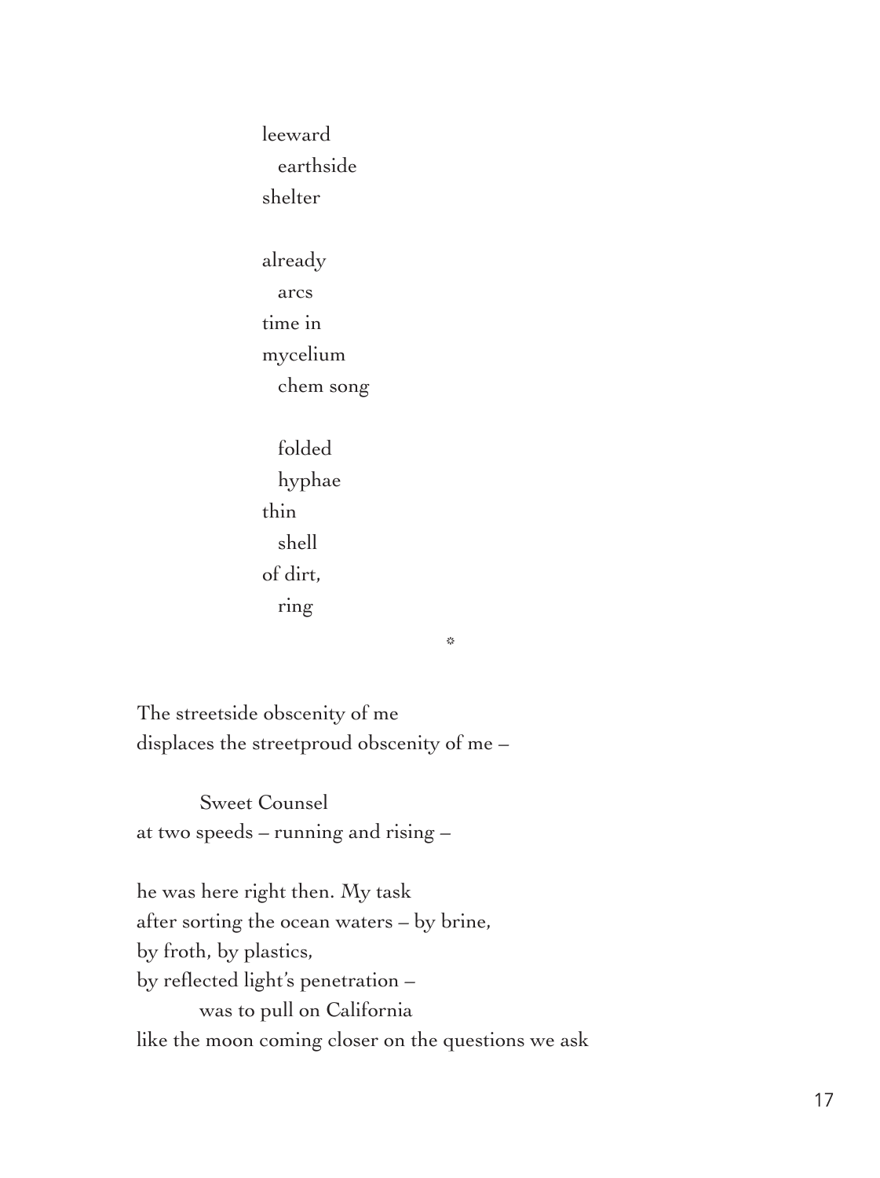leeward
&nbsp;&nbsp;&nbsp;&nbsp;earthside
shelter

already
&nbsp;&nbsp;&nbsp;&nbsp;arcs
time in
mycelium
&nbsp;&nbsp;&nbsp;&nbsp;chem song

&nbsp;&nbsp;&nbsp;&nbsp;folded
&nbsp;&nbsp;&nbsp;&nbsp;hyphae
thin
&nbsp;&nbsp;&nbsp;&nbsp;shell
of dirt,
&nbsp;&nbsp;&nbsp;&nbsp;ring

✲

The streetside obscenity of me
displaces the streetproud obscenity of me –

&nbsp;&nbsp;&nbsp;&nbsp;&nbsp;&nbsp;&nbsp;&nbsp;Sweet Counsel
at two speeds – running and rising –

he was here right then. My task
after sorting the ocean waters – by brine,
by froth, by plastics,
by reflected light's penetration –
&nbsp;&nbsp;&nbsp;&nbsp;&nbsp;&nbsp;&nbsp;&nbsp;was to pull on California
like the moon coming closer on the questions we ask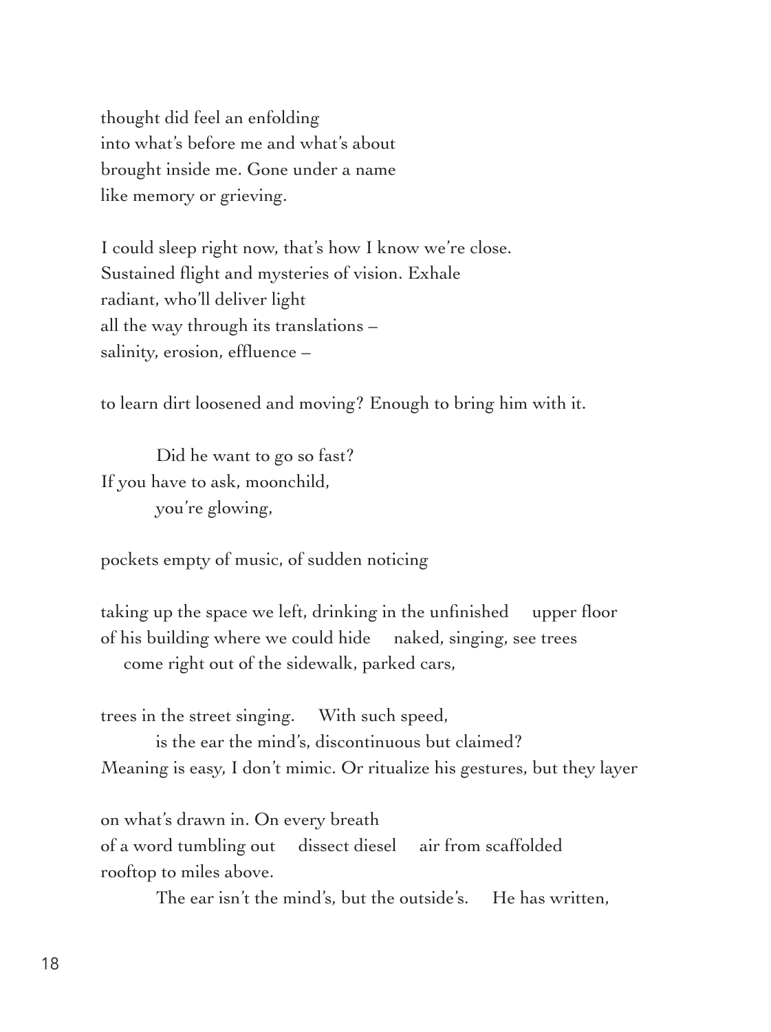thought did feel an enfolding
into what's before me and what's about
brought inside me. Gone under a name
like memory or grieving.

I could sleep right now, that's how I know we're close.
Sustained flight and mysteries of vision. Exhale
radiant, who'll deliver light
all the way through its translations –
salinity, erosion, effluence –

to learn dirt loosened and moving? Enough to bring him with it.

&emsp;&emsp;&emsp;Did he want to go so fast?
If you have to ask, moonchild,
&emsp;&emsp;&emsp;you're glowing,

pockets empty of music, of sudden noticing

taking up the space we left, drinking in the unfinished&emsp;upper floor
of his building where we could hide&emsp;naked, singing, see trees
&emsp;come right out of the sidewalk, parked cars,

trees in the street singing.&emsp;With such speed,
&emsp;&emsp;&emsp;is the ear the mind's, discontinuous but claimed?
Meaning is easy, I don't mimic. Or ritualize his gestures, but they layer

on what's drawn in. On every breath
of a word tumbling out&emsp;dissect diesel&emsp;air from scaffolded
rooftop to miles above.
&emsp;&emsp;&emsp;The ear isn't the mind's, but the outside's.&emsp;He has written,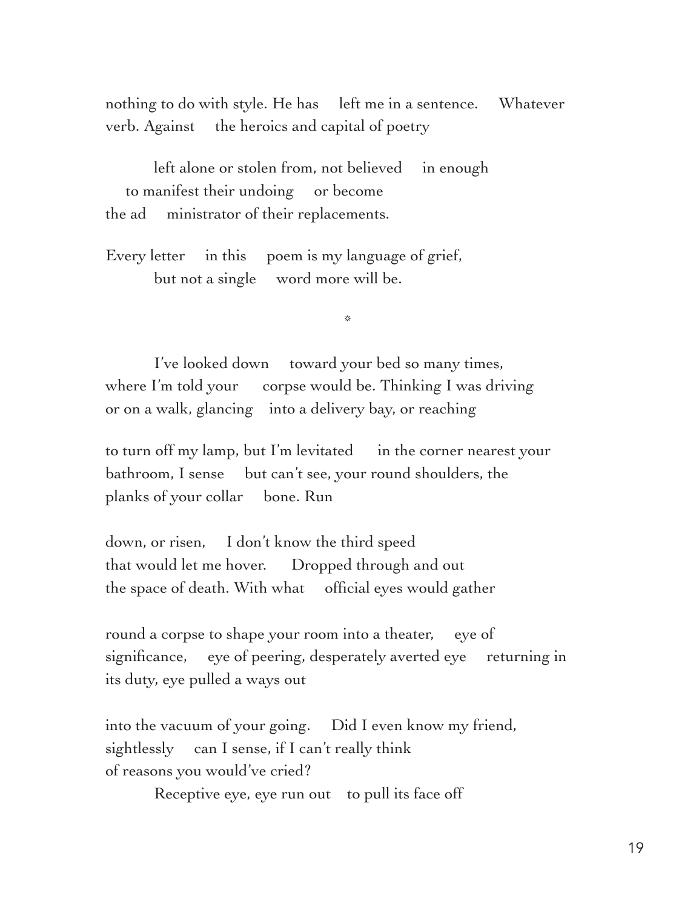nothing to do with style. He has  left me in a sentence.  Whatever
verb. Against  the heroics and capital of poetry

    left alone or stolen from, not believed  in enough
  to manifest their undoing  or become
the ad  ministrator of their replacements.

Every letter  in this  poem is my language of grief,
    but not a single  word more will be.

*

    I've looked down  toward your bed so many times,
where I'm told your  corpse would be. Thinking I was driving
or on a walk, glancing  into a delivery bay, or reaching

to turn off my lamp, but I'm levitated  in the corner nearest your
bathroom, I sense  but can't see, your round shoulders, the
planks of your collar  bone. Run

down, or risen,  I don't know the third speed
that would let me hover.  Dropped through and out
the space of death. With what  official eyes would gather

round a corpse to shape your room into a theater,  eye of
significance,  eye of peering, desperately averted eye  returning in
its duty, eye pulled a ways out

into the vacuum of your going.  Did I even know my friend,
sightlessly  can I sense, if I can't really think
of reasons you would've cried?
    Receptive eye, eye run out  to pull its face off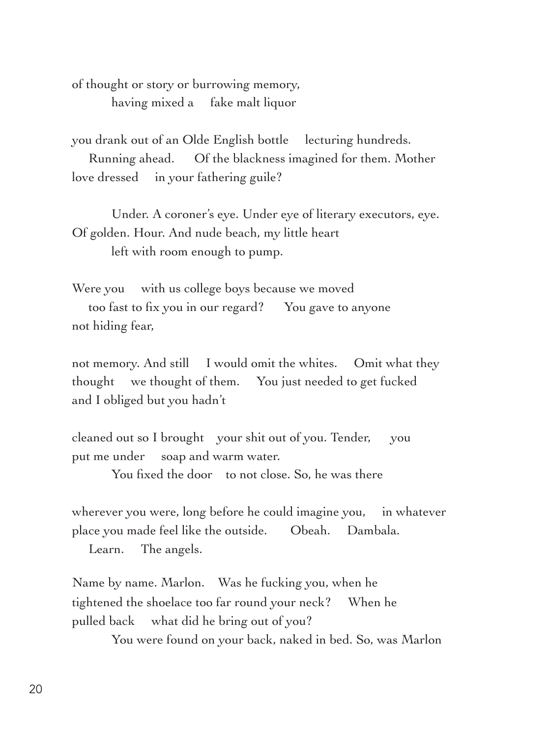of thought or story or burrowing memory,
          having mixed a     fake malt liquor

you drank out of an Olde English bottle     lecturing hundreds.
    Running ahead.     Of the blackness imagined for them. Mother
love dressed     in your fathering guile?

          Under. A coroner's eye. Under eye of literary executors, eye.
Of golden. Hour. And nude beach, my little heart
          left with room enough to pump.

Were you     with us college boys because we moved
    too fast to fix you in our regard?     You gave to anyone
not hiding fear,

not memory. And still     I would omit the whites.     Omit what they
thought     we thought of them.     You just needed to get fucked
and I obliged but you hadn't

cleaned out so I brought     your shit out of you. Tender,     you
put me under     soap and warm water.
          You fixed the door     to not close. So, he was there

wherever you were, long before he could imagine you,     in whatever
place you made feel like the outside.     Obeah.     Dambala.
    Learn.     The angels.

Name by name. Marlon.     Was he fucking you, when he
tightened the shoelace too far round your neck?     When he
pulled back     what did he bring out of you?
          You were found on your back, naked in bed. So, was Marlon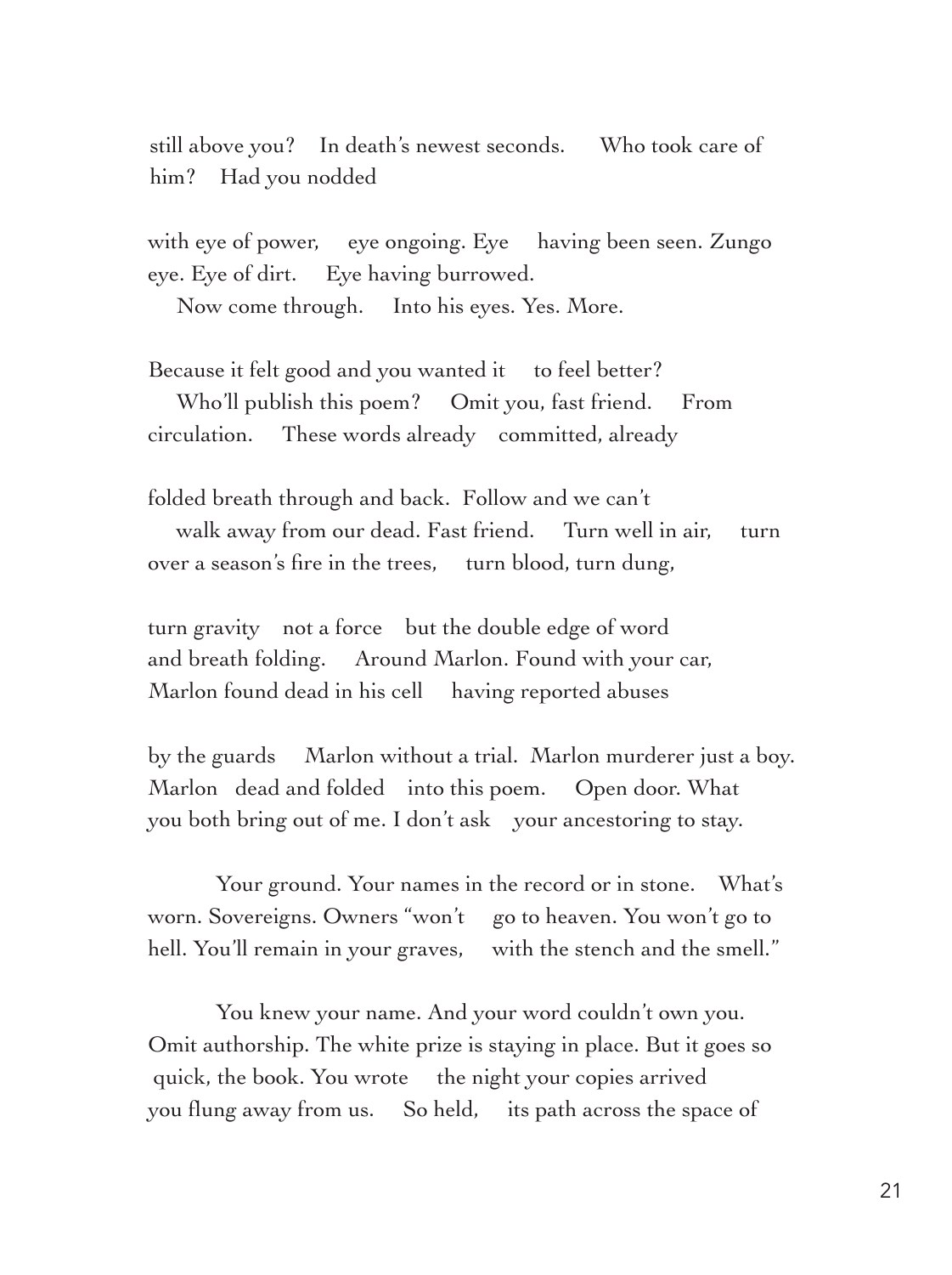still above you?    In death's newest seconds.      Who took care of
him?    Had you nodded

with eye of power,     eye ongoing. Eye     having been seen. Zungo
eye. Eye of dirt.     Eye having burrowed.
    Now come through.     Into his eyes. Yes. More.

Because it felt good and you wanted it     to feel better?
    Who'll publish this poem?     Omit you, fast friend.     From
circulation.     These words already    committed, already

folded breath through and back.  Follow and we can't
    walk away from our dead. Fast friend.     Turn well in air,     turn
over a season's fire in the trees,     turn blood, turn dung,

turn gravity    not a force    but the double edge of word
and breath folding.     Around Marlon. Found with your car,
Marlon found dead in his cell     having reported abuses

by the guards     Marlon without a trial.  Marlon murderer just a boy.
Marlon   dead and folded    into this poem.     Open door. What
you both bring out of me. I don't ask    your ancestoring to stay.

        Your ground. Your names in the record or in stone.    What's
worn. Sovereigns. Owners "won't     go to heaven. You won't go to
hell. You'll remain in your graves,     with the stench and the smell."

        You knew your name. And your word couldn't own you.
Omit authorship. The white prize is staying in place. But it goes so
quick, the book. You wrote     the night your copies arrived
you flung away from us.     So held,     its path across the space of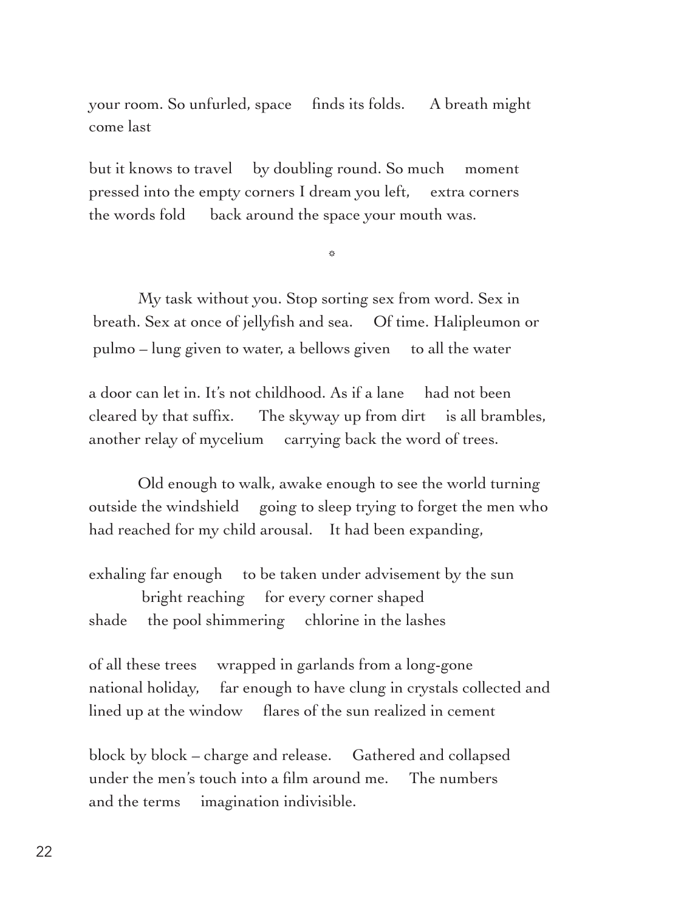your room. So unfurled, space     finds its folds.     A breath might
come last

but it knows to travel     by doubling round. So much     moment
pressed into the empty corners I dream you left,     extra corners
the words fold     back around the space your mouth was.

*

My task without you. Stop sorting sex from word. Sex in
breath. Sex at once of jellyfish and sea.     Of time. Halipleumon or
pulmo – lung given to water, a bellows given     to all the water

a door can let in. It's not childhood. As if a lane     had not been
cleared by that suffix.     The skyway up from dirt     is all brambles,
another relay of mycelium     carrying back the word of trees.

Old enough to walk, awake enough to see the world turning
outside the windshield     going to sleep trying to forget the men who
had reached for my child arousal.     It had been expanding,

exhaling far enough     to be taken under advisement by the sun
bright reaching     for every corner shaped
shade     the pool shimmering     chlorine in the lashes

of all these trees     wrapped in garlands from a long-gone
national holiday,     far enough to have clung in crystals collected and
lined up at the window     flares of the sun realized in cement

block by block – charge and release.     Gathered and collapsed
under the men's touch into a film around me.     The numbers
and the terms     imagination indivisible.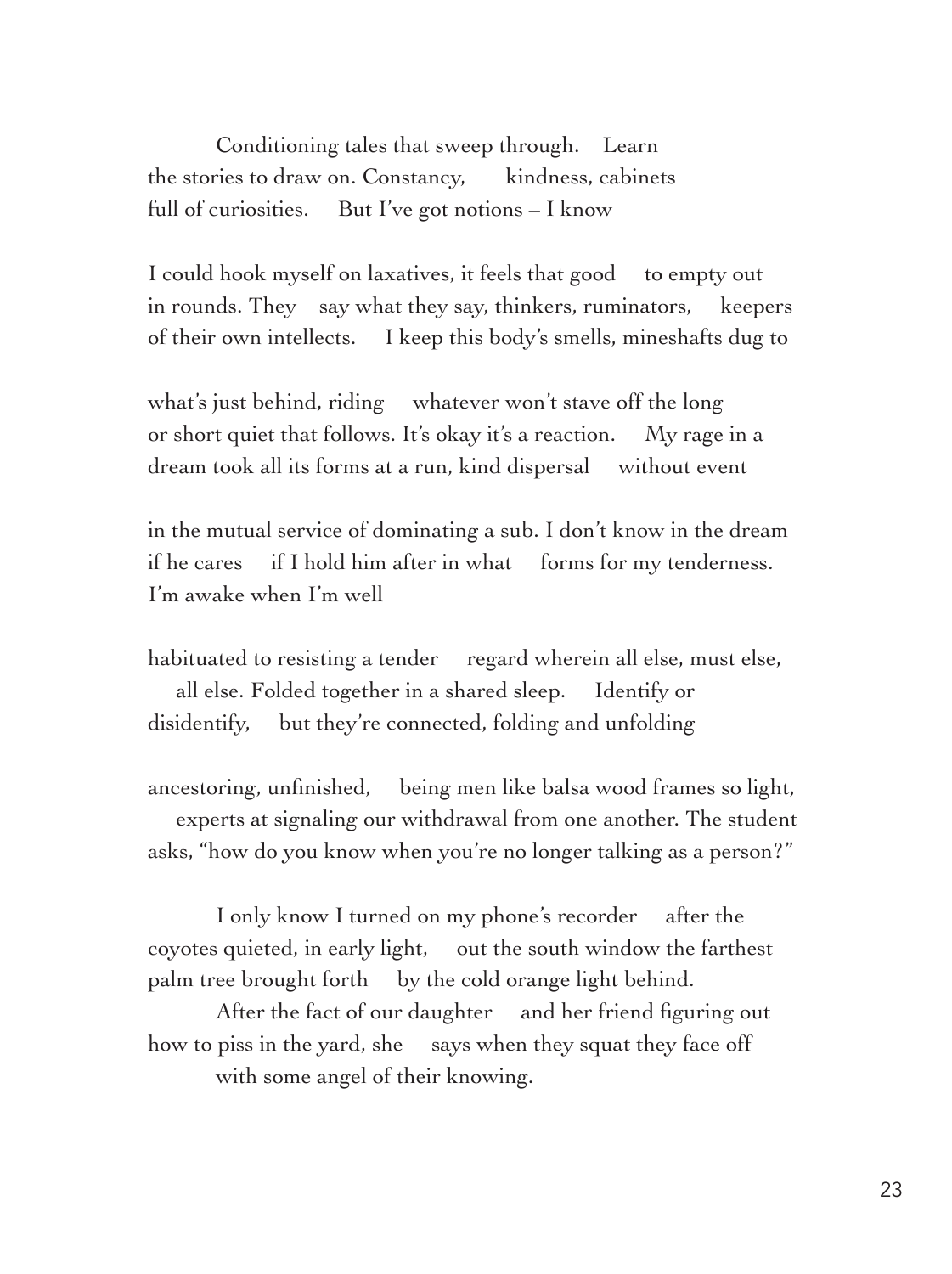Conditioning tales that sweep through.    Learn
the stories to draw on. Constancy,    kindness, cabinets
full of curiosities.    But I've got notions – I know

I could hook myself on laxatives, it feels that good    to empty out
in rounds. They    say what they say, thinkers, ruminators,    keepers
of their own intellects.    I keep this body's smells, mineshafts dug to

what's just behind, riding    whatever won't stave off the long
or short quiet that follows. It's okay it's a reaction.    My rage in a
dream took all its forms at a run, kind dispersal    without event

in the mutual service of dominating a sub. I don't know in the dream
if he cares    if I hold him after in what    forms for my tenderness.
I'm awake when I'm well

habituated to resisting a tender    regard wherein all else, must else,
all else. Folded together in a shared sleep.    Identify or
disidentify,    but they're connected, folding and unfolding

ancestoring, unfinished,    being men like balsa wood frames so light,
experts at signaling our withdrawal from one another. The student
asks, "how do you know when you're no longer talking as a person?"

I only know I turned on my phone's recorder    after the
coyotes quieted, in early light,    out the south window the farthest
palm tree brought forth    by the cold orange light behind.

After the fact of our daughter    and her friend figuring out
how to piss in the yard, she    says when they squat they face off
with some angel of their knowing.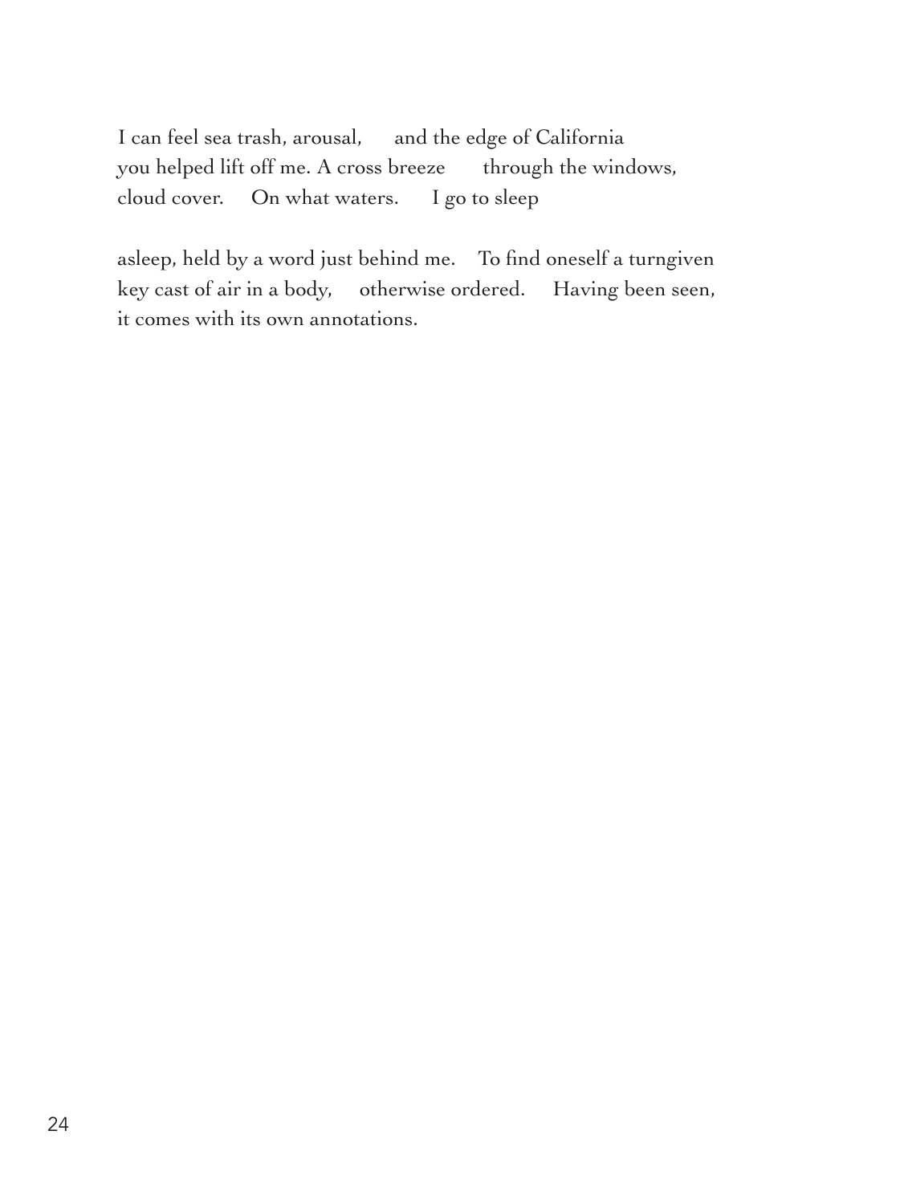I can feel sea trash, arousal,      and the edge of California  
you helped lift off me. A cross breeze      through the windows,  
cloud cover.     On what waters.     I go to sleep

asleep, held by a word just behind me.     To find oneself a turngiven  
key cast of air in a body,     otherwise ordered.     Having been seen,  
it comes with its own annotations.